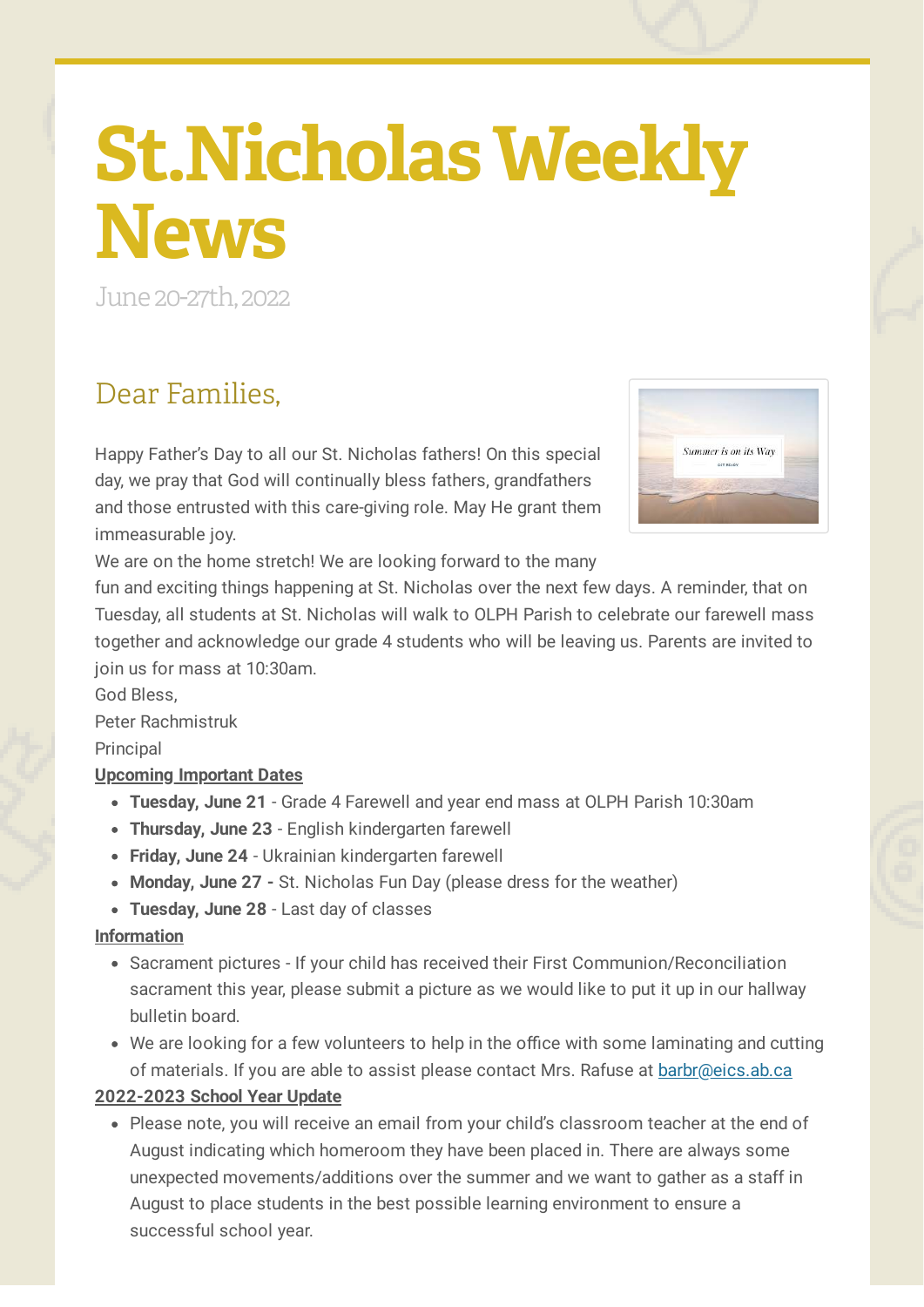# St.Nicholas Weekly News

June 20-27th, 2022

## Dear Families,

Happy Father's Day to all our St. Nicholas fathers! On this special day, we pray that God will continually bless fathers, grandfathers and those entrusted with this care-giving role. May He grant them immeasurable joy.

We are on the home stretch! We are looking forward to the many fun and exciting things happening at St. Nicholas over the next few days. A reminder, that on Tuesday, all students at St. Nicholas will walk to OLPH Parish to celebrate our farewell mass together and acknowledge our grade 4 students who will be leaving us. Parents are invited to join us for mass at 10:30am.

God Bless,

Peter Rachmistruk

Principal

**Upcoming Important Dates**

- **Tuesday, June 21** - Grade 4 Farewell and year end mass at OLPH Parish 10:30am
- **Thursday, June 23** - English kindergarten farewell
- **Friday, June 24** - Ukrainian kindergarten farewell
- **Monday, June 27 -** St. Nicholas Fun Day (please dress for the weather)
- **Tuesday, June 28** - Last day of classes

**Information**

- Sacrament pictures - If your child has received their First Communion/Reconciliation sacrament this year, please submit a picture as we would like to put it up in our hallway bulletin board.
- We are looking for a few volunteers to help in the office with some laminating and cutting of materials. If you are able to assist please contact Mrs. Rafuse at barbr@eics.ab.ca

**2022-2023 School Year Update**

- Please note, you will receive an email from your child's classroom teacher at the end of August indicating which homeroom they have been placed in. There are always some unexpected movements/additions over the summer and we want to gather as a staff in August to place students in the best possible learning environment to ensure a successful school year.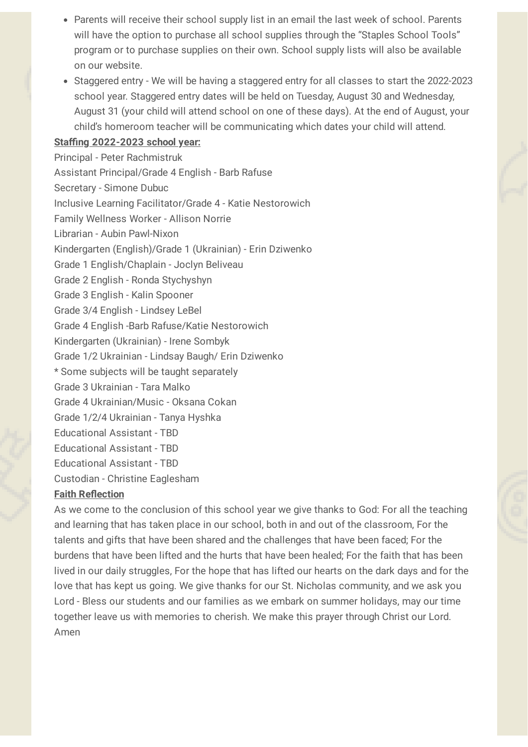- Parents will receive their school supply list in an email the last week of school. Parents will have the option to purchase all school supplies through the "Staples School Tools" program or to purchase supplies on their own. School supply lists will also be available on our website.
- Staggered entry - We will be having a staggered entry for all classes to start the 2022-2023 school year. Staggered entry dates will be held on Tuesday, August 30 and Wednesday, August 31 (your child will attend school on one of these days). At the end of August, your child's homeroom teacher will be communicating which dates your child will attend.

**Staffing 2022-2023 school year:**

Principal - Peter Rachmistruk
Assistant Principal/Grade 4 English - Barb Rafuse
Secretary - Simone Dubuc
Inclusive Learning Facilitator/Grade 4 - Katie Nestorowich
Family Wellness Worker - Allison Norrie
Librarian - Aubin Pawl-Nixon
Kindergarten (English)/Grade 1 (Ukrainian) - Erin Dziwenko
Grade 1 English/Chaplain - Joclyn Beliveau
Grade 2 English - Ronda Stychyshyn
Grade 3 English - Kalin Spooner
Grade 3/4 English - Lindsey LeBel
Grade 4 English -Barb Rafuse/Katie Nestorowich
Kindergarten (Ukrainian) - Irene Sombyk
Grade 1/2 Ukrainian - Lindsay Baugh/ Erin Dziwenko
* Some subjects will be taught separately
Grade 3 Ukrainian - Tara Malko
Grade 4 Ukrainian/Music - Oksana Cokan
Grade 1/2/4 Ukrainian - Tanya Hyshka
Educational Assistant - TBD
Educational Assistant - TBD
Educational Assistant - TBD
Custodian - Christine Eaglesham

**Faith Reflection**

As we come to the conclusion of this school year we give thanks to God: For all the teaching and learning that has taken place in our school, both in and out of the classroom, For the talents and gifts that have been shared and the challenges that have been faced; For the burdens that have been lifted and the hurts that have been healed; For the faith that has been lived in our daily struggles, For the hope that has lifted our hearts on the dark days and for the love that has kept us going. We give thanks for our St. Nicholas community, and we ask you Lord - Bless our students and our families as we embark on summer holidays, may our time together leave us with memories to cherish. We make this prayer through Christ our Lord. Amen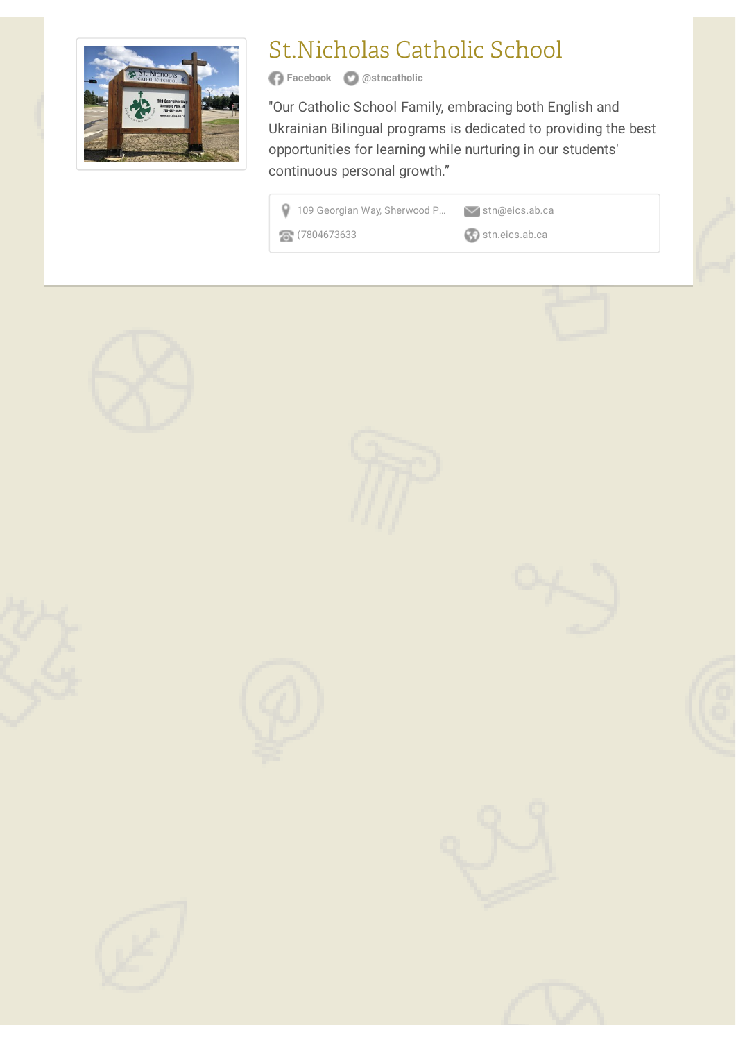# St.Nicholas Catholic School

Facebook @stncatholic

"Our Catholic School Family, embracing both English and Ukrainian Bilingual programs is dedicated to providing the best opportunities for learning while nurturing in our students' continuous personal growth.”

109 Georgian Way, Sherwood P...

stn@eics.ab.ca

(7804673633

stn.eics.ab.ca